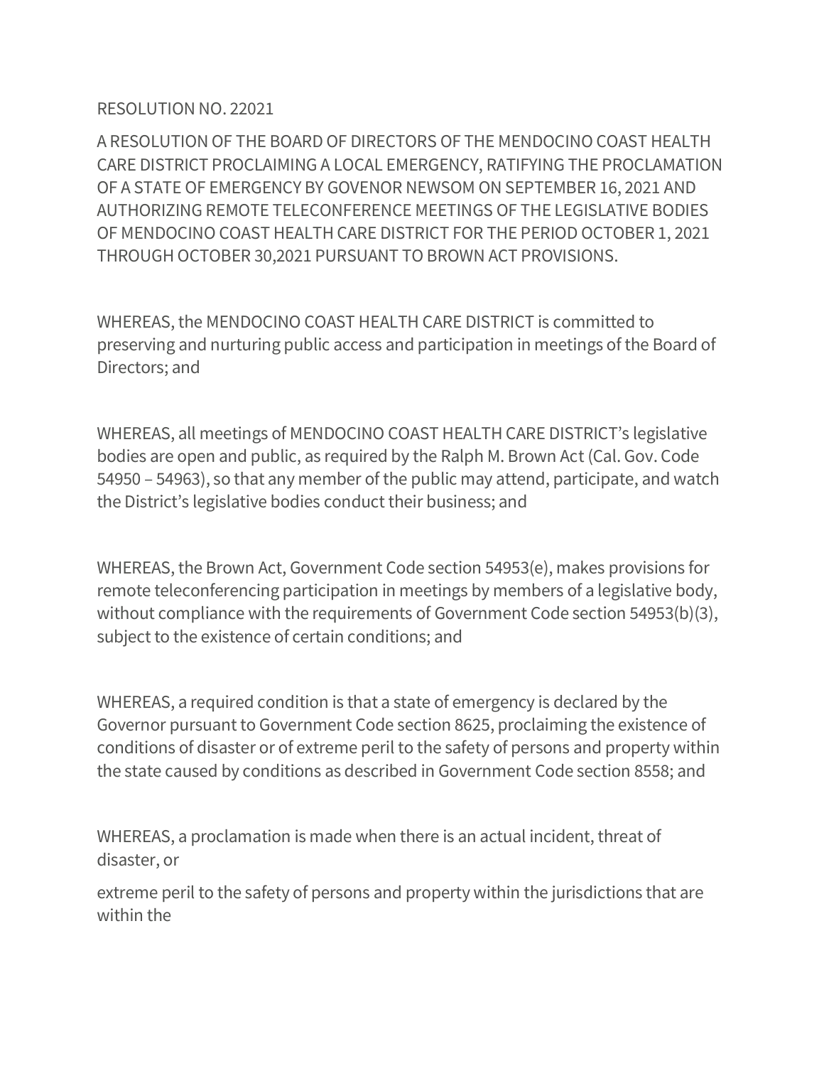RESOLUTION NO. 22021

A RESOLUTION OF THE BOARD OF DIRECTORS OF THE MENDOCINO COAST HEALTH CARE DISTRICT PROCLAIMING A LOCAL EMERGENCY, RATIFYING THE PROCLAMATION OF A STATE OF EMERGENCY BY GOVENOR NEWSOM ON SEPTEMBER 16, 2021 AND AUTHORIZING REMOTE TELECONFERENCE MEETINGS OF THE LEGISLATIVE BODIES OF MENDOCINO COAST HEALTH CARE DISTRICT FOR THE PERIOD OCTOBER 1, 2021 THROUGH OCTOBER 30,2021 PURSUANT TO BROWN ACT PROVISIONS.

WHEREAS, the MENDOCINO COAST HEALTH CARE DISTRICT is committed to preserving and nurturing public access and participation in meetings of the Board of Directors; and

WHEREAS, all meetings of MENDOCINO COAST HEALTH CARE DISTRICT's legislative bodies are open and public, as required by the Ralph M. Brown Act (Cal. Gov. Code 54950 – 54963), so that any member of the public may attend, participate, and watch the District's legislative bodies conduct their business; and

WHEREAS, the Brown Act, Government Code section 54953(e), makes provisions for remote teleconferencing participation in meetings by members of a legislative body, without compliance with the requirements of Government Code section 54953(b)(3), subject to the existence of certain conditions; and

WHEREAS, a required condition is that a state of emergency is declared by the Governor pursuant to Government Code section 8625, proclaiming the existence of conditions of disaster or of extreme peril to the safety of persons and property within the state caused by conditions as described in Government Code section 8558; and

WHEREAS, a proclamation is made when there is an actual incident, threat of disaster, or

extreme peril to the safety of persons and property within the jurisdictions that are within the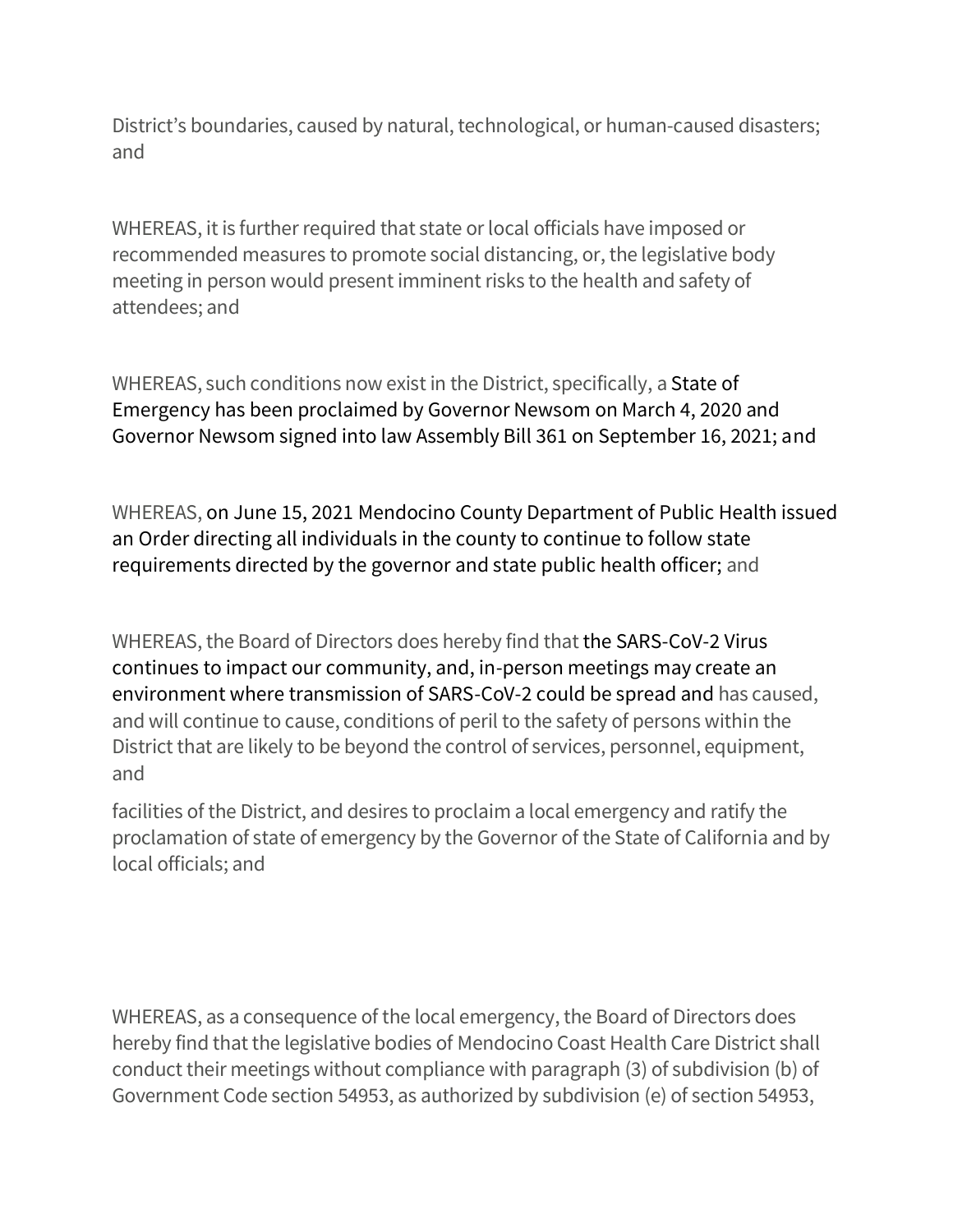District's boundaries, caused by natural, technological, or human-caused disasters; and

WHEREAS, it is further required that state or local officials have imposed or recommended measures to promote social distancing, or, the legislative body meeting in person would present imminent risks to the health and safety of attendees; and

WHEREAS, such conditions now exist in the District, specifically, a State of Emergency has been proclaimed by Governor Newsom on March 4, 2020 and Governor Newsom signed into law Assembly Bill 361 on September 16, 2021; and

WHEREAS, on June 15, 2021 Mendocino County Department of Public Health issued an Order directing all individuals in the county to continue to follow state requirements directed by the governor and state public health officer; and

WHEREAS, the Board of Directors does hereby find that the SARS-CoV-2 Virus continues to impact our community, and, in-person meetings may create an environment where transmission of SARS-CoV-2 could be spread and has caused, and will continue to cause, conditions of peril to the safety of persons within the District that are likely to be beyond the control of services, personnel, equipment, and

facilities of the District, and desires to proclaim a local emergency and ratify the proclamation of state of emergency by the Governor of the State of California and by local officials; and

WHEREAS, as a consequence of the local emergency, the Board of Directors does hereby find that the legislative bodies of Mendocino Coast Health Care District shall conduct their meetings without compliance with paragraph (3) of subdivision (b) of Government Code section 54953, as authorized by subdivision (e) of section 54953,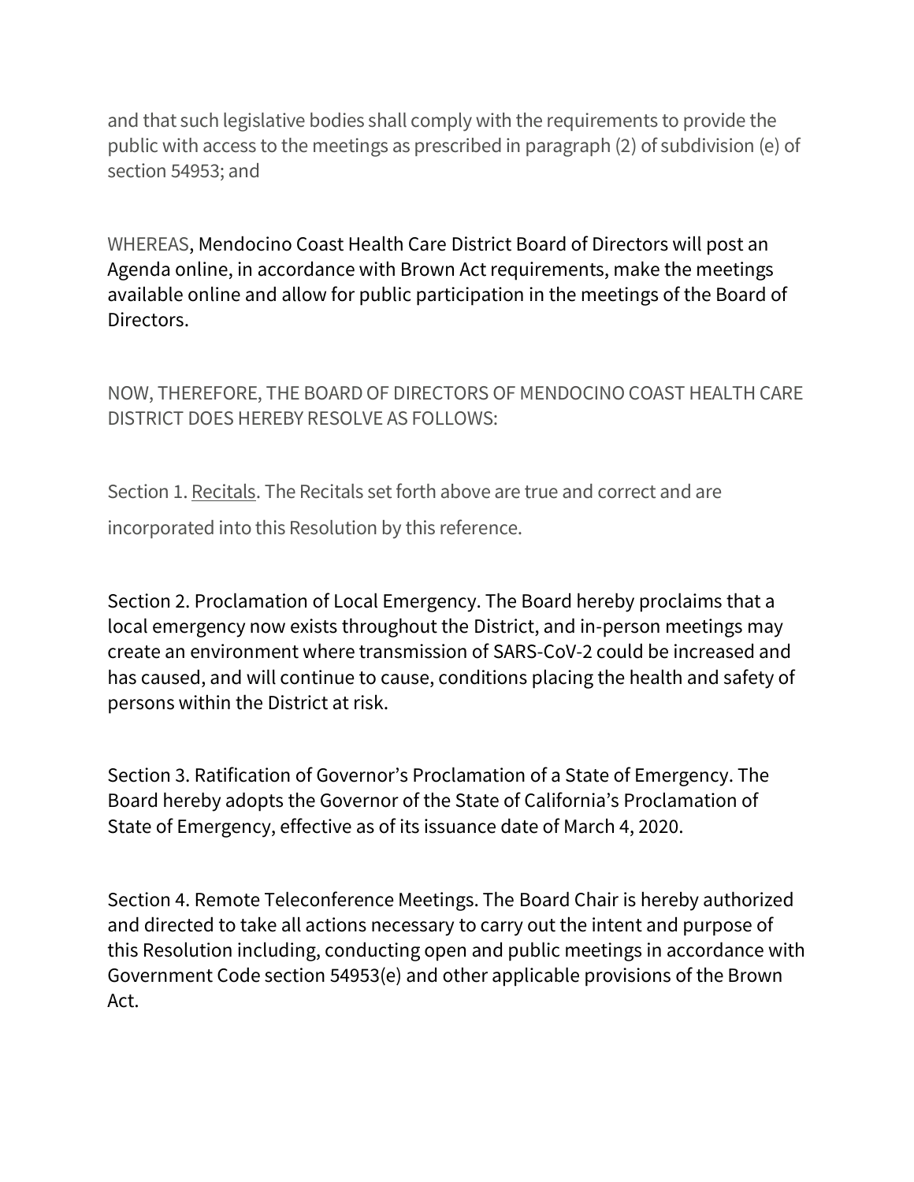and that such legislative bodies shall comply with the requirements to provide the public with access to the meetings as prescribed in paragraph (2) of subdivision (e) of section 54953; and

WHEREAS, Mendocino Coast Health Care District Board of Directors will post an Agenda online, in accordance with Brown Act requirements, make the meetings available online and allow for public participation in the meetings of the Board of Directors.

NOW, THEREFORE, THE BOARD OF DIRECTORS OF MENDOCINO COAST HEALTH CARE DISTRICT DOES HEREBY RESOLVE AS FOLLOWS:

Section 1. Recitals. The Recitals set forth above are true and correct and are incorporated into this Resolution by this reference.

Section 2. Proclamation of Local Emergency. The Board hereby proclaims that a local emergency now exists throughout the District, and in-person meetings may create an environment where transmission of SARS-CoV-2 could be increased and has caused, and will continue to cause, conditions placing the health and safety of persons within the District at risk.

Section 3. Ratification of Governor's Proclamation of a State of Emergency. The Board hereby adopts the Governor of the State of California's Proclamation of State of Emergency, effective as of its issuance date of March 4, 2020.

Section 4. Remote Teleconference Meetings. The Board Chair is hereby authorized and directed to take all actions necessary to carry out the intent and purpose of this Resolution including, conducting open and public meetings in accordance with Government Code section 54953(e) and other applicable provisions of the Brown Act.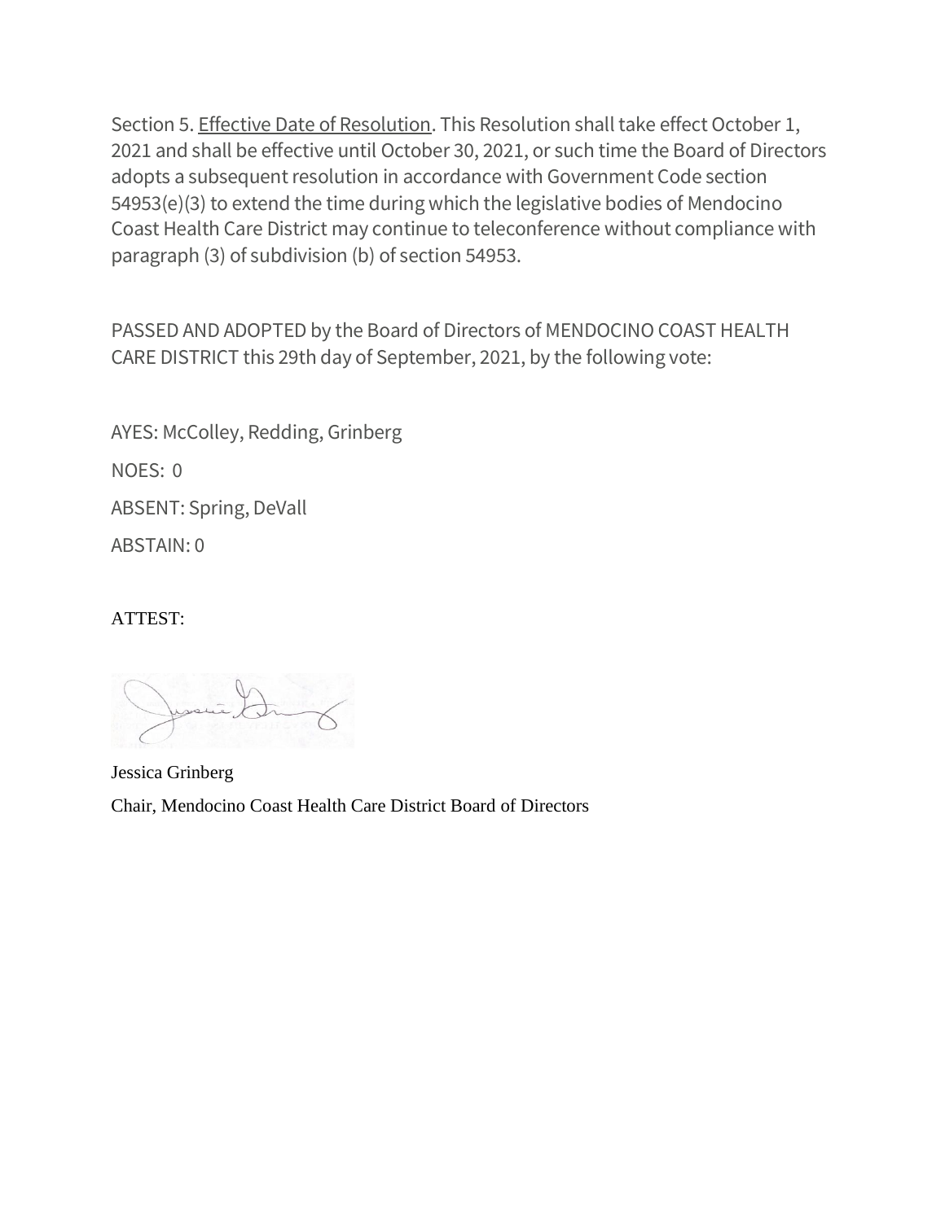Section 5. <u>Effective Date of Resolution</u>. This Resolution shall take effect October 1, 2021 and shall be effective until October 30, 2021, or such time the Board of Directors adopts a subsequent resolution in accordance with Government Code section 54953(e)(3) to extend the time during which the legislative bodies of Mendocino Coast Health Care District may continue to teleconference without compliance with paragraph (3) of subdivision (b) of section 54953.

PASSED AND ADOPTED by the Board of Directors of MENDOCINO COAST HEALTH CARE DISTRICT this 29th day of September, 2021, by the following vote:

AYES: McColley, Redding, Grinberg

NOES: 0

ABSENT: Spring, DeVall

ABSTAIN: 0

ATTEST:

Jessica Grinberg

Chair, Mendocino Coast Health Care District Board of Directors